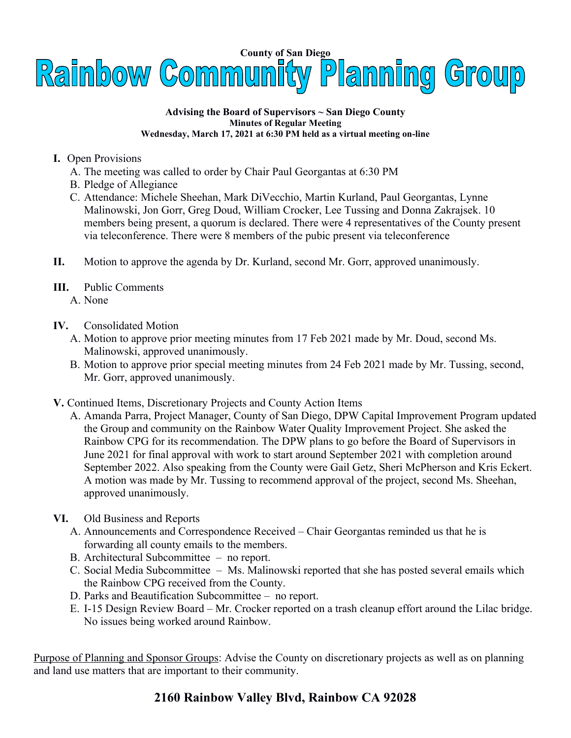County of San Diego

# Rainbow Community Planning Group

**Advising the Board of Supervisors ~ San Diego County**
**Minutes of Regular Meeting**
**Wednesday, March 17, 2021 at 6:30 PM held as a virtual meeting on-line**

**I.** Open Provisions
  A. The meeting was called to order by Chair Paul Georgantas at 6:30 PM
  B. Pledge of Allegiance
  C. Attendance: Michele Sheehan, Mark DiVecchio, Martin Kurland, Paul Georgantas, Lynne Malinowski, Jon Gorr, Greg Doud, William Crocker, Lee Tussing and Donna Zakrajsek. 10 members being present, a quorum is declared. There were 4 representatives of the County present via teleconference. There were 8 members of the pubic present via teleconference

**II.** Motion to approve the agenda by Dr. Kurland, second Mr. Gorr, approved unanimously.

**III.** Public Comments
  A. None

**IV.** Consolidated Motion
  A. Motion to approve prior meeting minutes from 17 Feb 2021 made by Mr. Doud, second Ms. Malinowski, approved unanimously.
  B. Motion to approve prior special meeting minutes from 24 Feb 2021 made by Mr. Tussing, second, Mr. Gorr, approved unanimously.

**V.** Continued Items, Discretionary Projects and County Action Items
  A. Amanda Parra, Project Manager, County of San Diego, DPW Capital Improvement Program updated the Group and community on the Rainbow Water Quality Improvement Project. She asked the Rainbow CPG for its recommendation. The DPW plans to go before the Board of Supervisors in June 2021 for final approval with work to start around September 2021 with completion around September 2022. Also speaking from the County were Gail Getz, Sheri McPherson and Kris Eckert. A motion was made by Mr. Tussing to recommend approval of the project, second Ms. Sheehan, approved unanimously.

**VI.** Old Business and Reports
  A. Announcements and Correspondence Received – Chair Georgantas reminded us that he is forwarding all county emails to the members.
  B. Architectural Subcommittee – no report.
  C. Social Media Subcommittee – Ms. Malinowski reported that she has posted several emails which the Rainbow CPG received from the County.
  D. Parks and Beautification Subcommittee – no report.
  E. I-15 Design Review Board – Mr. Crocker reported on a trash cleanup effort around the Lilac bridge. No issues being worked around Rainbow.

<u>Purpose of Planning and Sponsor Groups</u>: Advise the County on discretionary projects as well as on planning and land use matters that are important to their community.

**2160 Rainbow Valley Blvd, Rainbow CA 92028**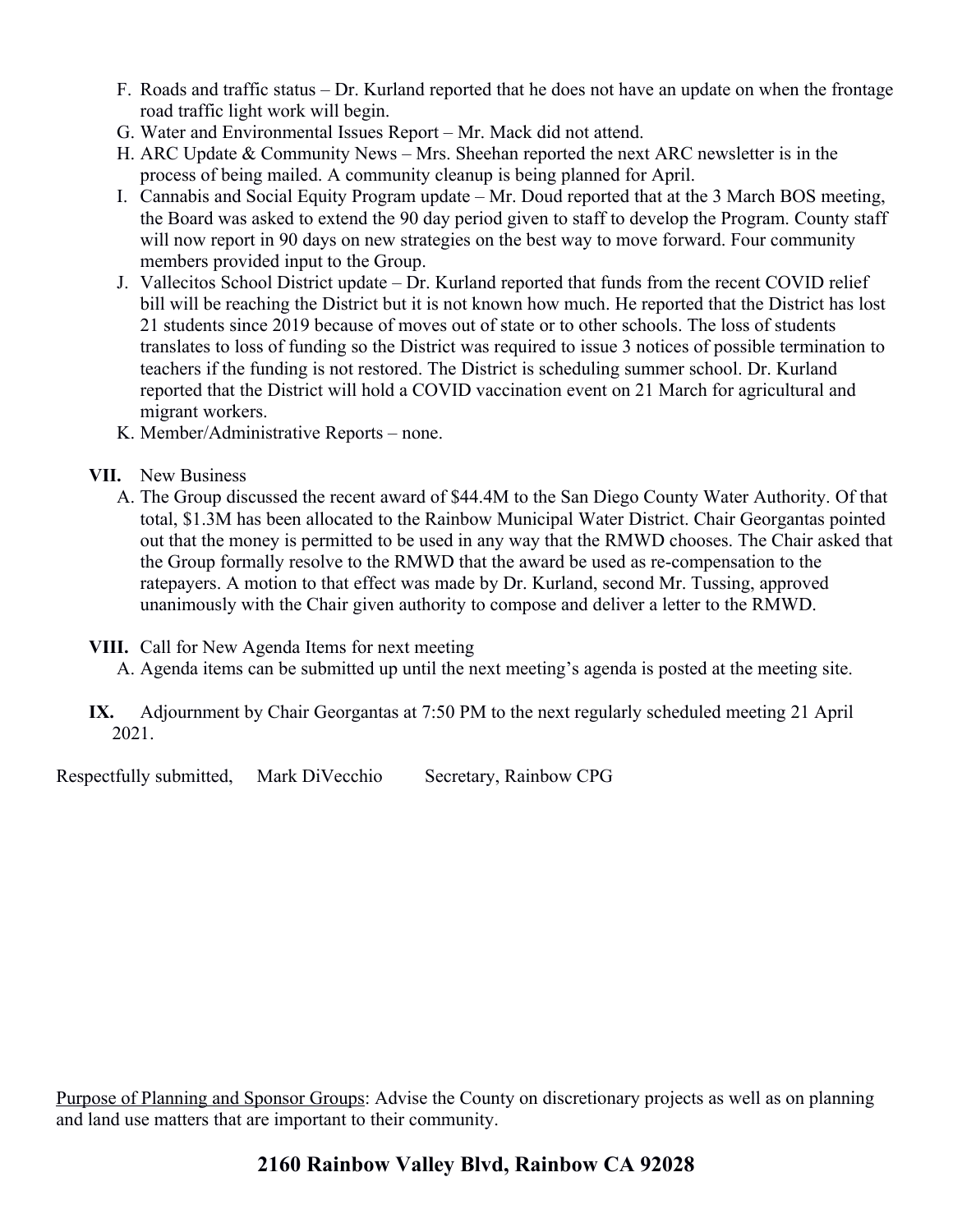F. Roads and traffic status – Dr. Kurland reported that he does not have an update on when the frontage road traffic light work will begin.

G. Water and Environmental Issues Report – Mr. Mack did not attend.

H. ARC Update & Community News – Mrs. Sheehan reported the next ARC newsletter is in the process of being mailed. A community cleanup is being planned for April.

I. Cannabis and Social Equity Program update – Mr. Doud reported that at the 3 March BOS meeting, the Board was asked to extend the 90 day period given to staff to develop the Program. County staff will now report in 90 days on new strategies on the best way to move forward. Four community members provided input to the Group.

J. Vallecitos School District update – Dr. Kurland reported that funds from the recent COVID relief bill will be reaching the District but it is not known how much. He reported that the District has lost 21 students since 2019 because of moves out of state or to other schools. The loss of students translates to loss of funding so the District was required to issue 3 notices of possible termination to teachers if the funding is not restored. The District is scheduling summer school. Dr. Kurland reported that the District will hold a COVID vaccination event on 21 March for agricultural and migrant workers.

K. Member/Administrative Reports – none.

**VII.** New Business

A. The Group discussed the recent award of $44.4M to the San Diego County Water Authority. Of that total, $1.3M has been allocated to the Rainbow Municipal Water District. Chair Georgantas pointed out that the money is permitted to be used in any way that the RMWD chooses. The Chair asked that the Group formally resolve to the RMWD that the award be used as re-compensation to the ratepayers. A motion to that effect was made by Dr. Kurland, second Mr. Tussing, approved unanimously with the Chair given authority to compose and deliver a letter to the RMWD.

**VIII.** Call for New Agenda Items for next meeting

A. Agenda items can be submitted up until the next meeting's agenda is posted at the meeting site.

**IX.** Adjournment by Chair Georgantas at 7:50 PM to the next regularly scheduled meeting 21 April 2021.

Respectfully submitted, Mark DiVecchio Secretary, Rainbow CPG

Purpose of Planning and Sponsor Groups: Advise the County on discretionary projects as well as on planning and land use matters that are important to their community.

**2160 Rainbow Valley Blvd, Rainbow CA 92028**